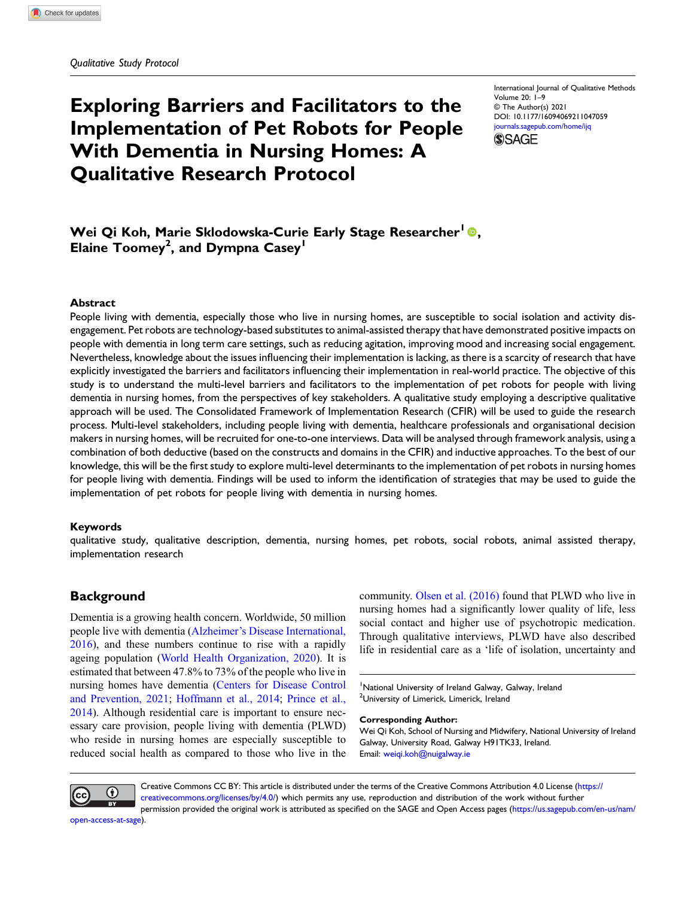*Qualitative Study Protocol*

# Exploring Barriers and Facilitators to the Implementation of Pet Robots for People With Dementia in Nursing Homes: A Qualitative Research Protocol

International Journal of Qualitative Methods
Volume 20: 1–9
© The Author(s) 2021
DOI: 10.1177/16094069211047059
journals.sagepub.com/home/ijq

**Wei Qi Koh, Marie Sklodowska-Curie Early Stage Researcher[1], Elaine Toomey[2], and Dympna Casey[1]**

## Abstract

People living with dementia, especially those who live in nursing homes, are susceptible to social isolation and activity disengagement. Pet robots are technology-based substitutes to animal-assisted therapy that have demonstrated positive impacts on people with dementia in long term care settings, such as reducing agitation, improving mood and increasing social engagement. Nevertheless, knowledge about the issues influencing their implementation is lacking, as there is a scarcity of research that have explicitly investigated the barriers and facilitators influencing their implementation in real-world practice. The objective of this study is to understand the multi-level barriers and facilitators to the implementation of pet robots for people with living dementia in nursing homes, from the perspectives of key stakeholders. A qualitative study employing a descriptive qualitative approach will be used. The Consolidated Framework of Implementation Research (CFIR) will be used to guide the research process. Multi-level stakeholders, including people living with dementia, healthcare professionals and organisational decision makers in nursing homes, will be recruited for one-to-one interviews. Data will be analysed through framework analysis, using a combination of both deductive (based on the constructs and domains in the CFIR) and inductive approaches. To the best of our knowledge, this will be the first study to explore multi-level determinants to the implementation of pet robots in nursing homes for people living with dementia. Findings will be used to inform the identification of strategies that may be used to guide the implementation of pet robots for people living with dementia in nursing homes.

### Keywords

qualitative study, qualitative description, dementia, nursing homes, pet robots, social robots, animal assisted therapy, implementation research

## Background

Dementia is a growing health concern. Worldwide, 50 million people live with dementia (Alzheimer's Disease International, 2016), and these numbers continue to rise with a rapidly ageing population (World Health Organization, 2020). It is estimated that between 47.8% to 73% of the people who live in nursing homes have dementia (Centers for Disease Control and Prevention, 2021; Hoffmann et al., 2014; Prince et al., 2014). Although residential care is important to ensure necessary care provision, people living with dementia (PLWD) who reside in nursing homes are especially susceptible to reduced social health as compared to those who live in the community. Olsen et al. (2016) found that PLWD who live in nursing homes had a significantly lower quality of life, less social contact and higher use of psychotropic medication. Through qualitative interviews, PLWD have also described life in residential care as a 'life of isolation, uncertainty and

[1]National University of Ireland Galway, Galway, Ireland
[2]University of Limerick, Limerick, Ireland

**Corresponding Author:**
Wei Qi Koh, School of Nursing and Midwifery, National University of Ireland Galway, University Road, Galway H91TK33, Ireland.
Email: weiqi.koh@nuigalway.ie

Creative Commons CC BY: This article is distributed under the terms of the Creative Commons Attribution 4.0 License (https://creativecommons.org/licenses/by/4.0/) which permits any use, reproduction and distribution of the work without further permission provided the original work is attributed as specified on the SAGE and Open Access pages (https://us.sagepub.com/en-us/nam/open-access-at-sage).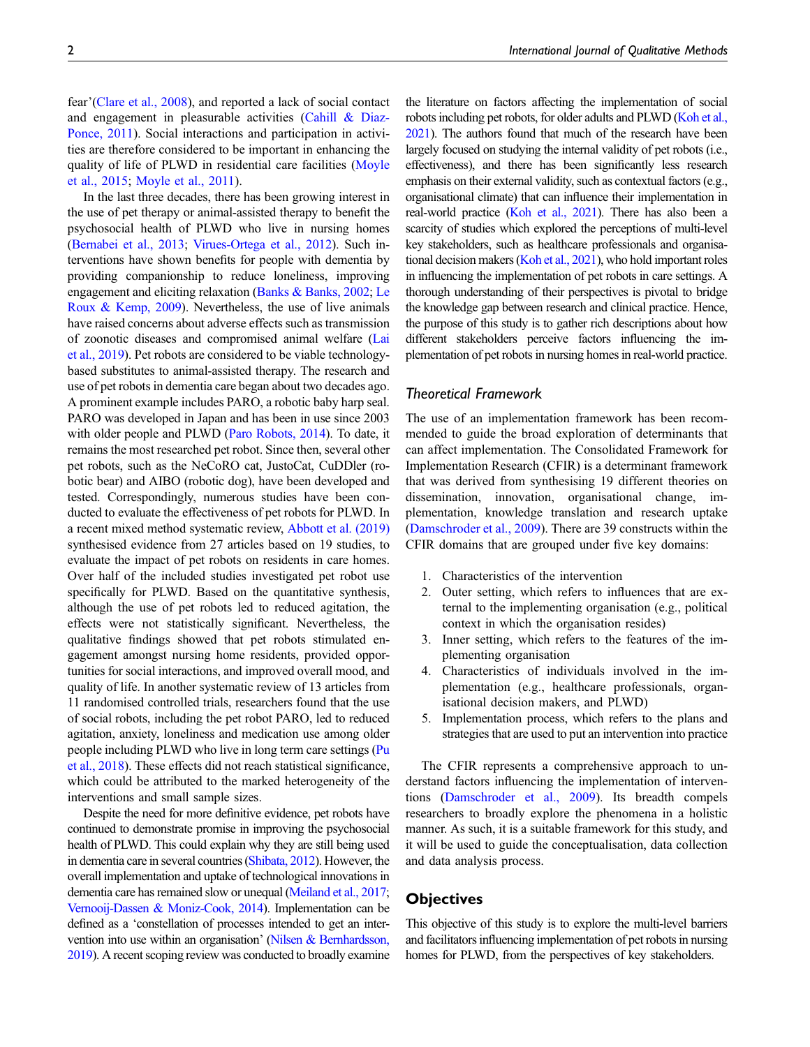fear'(Clare et al., 2008), and reported a lack of social contact and engagement in pleasurable activities (Cahill & Diaz-Ponce, 2011). Social interactions and participation in activities are therefore considered to be important in enhancing the quality of life of PLWD in residential care facilities (Moyle et al., 2015; Moyle et al., 2011).

In the last three decades, there has been growing interest in the use of pet therapy or animal-assisted therapy to benefit the psychosocial health of PLWD who live in nursing homes (Bernabei et al., 2013; Virues-Ortega et al., 2012). Such interventions have shown benefits for people with dementia by providing companionship to reduce loneliness, improving engagement and eliciting relaxation (Banks & Banks, 2002; Le Roux & Kemp, 2009). Nevertheless, the use of live animals have raised concerns about adverse effects such as transmission of zoonotic diseases and compromised animal welfare (Lai et al., 2019). Pet robots are considered to be viable technology-based substitutes to animal-assisted therapy. The research and use of pet robots in dementia care began about two decades ago. A prominent example includes PARO, a robotic baby harp seal. PARO was developed in Japan and has been in use since 2003 with older people and PLWD (Paro Robots, 2014). To date, it remains the most researched pet robot. Since then, several other pet robots, such as the NeCoRO cat, JustoCat, CuDDler (robotic bear) and AIBO (robotic dog), have been developed and tested. Correspondingly, numerous studies have been conducted to evaluate the effectiveness of pet robots for PLWD. In a recent mixed method systematic review, Abbott et al. (2019) synthesised evidence from 27 articles based on 19 studies, to evaluate the impact of pet robots on residents in care homes. Over half of the included studies investigated pet robot use specifically for PLWD. Based on the quantitative synthesis, although the use of pet robots led to reduced agitation, the effects were not statistically significant. Nevertheless, the qualitative findings showed that pet robots stimulated engagement amongst nursing home residents, provided opportunities for social interactions, and improved overall mood, and quality of life. In another systematic review of 13 articles from 11 randomised controlled trials, researchers found that the use of social robots, including the pet robot PARO, led to reduced agitation, anxiety, loneliness and medication use among older people including PLWD who live in long term care settings (Pu et al., 2018). These effects did not reach statistical significance, which could be attributed to the marked heterogeneity of the interventions and small sample sizes.

Despite the need for more definitive evidence, pet robots have continued to demonstrate promise in improving the psychosocial health of PLWD. This could explain why they are still being used in dementia care in several countries (Shibata, 2012). However, the overall implementation and uptake of technological innovations in dementia care has remained slow or unequal (Meiland et al., 2017; Vernooij-Dassen & Moniz-Cook, 2014). Implementation can be defined as a 'constellation of processes intended to get an intervention into use within an organisation' (Nilsen & Bernhardsson, 2019). A recent scoping review was conducted to broadly examine the literature on factors affecting the implementation of social robots including pet robots, for older adults and PLWD (Koh et al., 2021). The authors found that much of the research have been largely focused on studying the internal validity of pet robots (i.e., effectiveness), and there has been significantly less research emphasis on their external validity, such as contextual factors (e.g., organisational climate) that can influence their implementation in real-world practice (Koh et al., 2021). There has also been a scarcity of studies which explored the perceptions of multi-level key stakeholders, such as healthcare professionals and organisational decision makers (Koh et al., 2021), who hold important roles in influencing the implementation of pet robots in care settings. A thorough understanding of their perspectives is pivotal to bridge the knowledge gap between research and clinical practice. Hence, the purpose of this study is to gather rich descriptions about how different stakeholders perceive factors influencing the implementation of pet robots in nursing homes in real-world practice.

### Theoretical Framework

The use of an implementation framework has been recommended to guide the broad exploration of determinants that can affect implementation. The Consolidated Framework for Implementation Research (CFIR) is a determinant framework that was derived from synthesising 19 different theories on dissemination, innovation, organisational change, implementation, knowledge translation and research uptake (Damschroder et al., 2009). There are 39 constructs within the CFIR domains that are grouped under five key domains:

1. Characteristics of the intervention
2. Outer setting, which refers to influences that are external to the implementing organisation (e.g., political context in which the organisation resides)
3. Inner setting, which refers to the features of the implementing organisation
4. Characteristics of individuals involved in the implementation (e.g., healthcare professionals, organisational decision makers, and PLWD)
5. Implementation process, which refers to the plans and strategies that are used to put an intervention into practice

The CFIR represents a comprehensive approach to understand factors influencing the implementation of interventions (Damschroder et al., 2009). Its breadth compels researchers to broadly explore the phenomena in a holistic manner. As such, it is a suitable framework for this study, and it will be used to guide the conceptualisation, data collection and data analysis process.

## Objectives

This objective of this study is to explore the multi-level barriers and facilitators influencing implementation of pet robots in nursing homes for PLWD, from the perspectives of key stakeholders.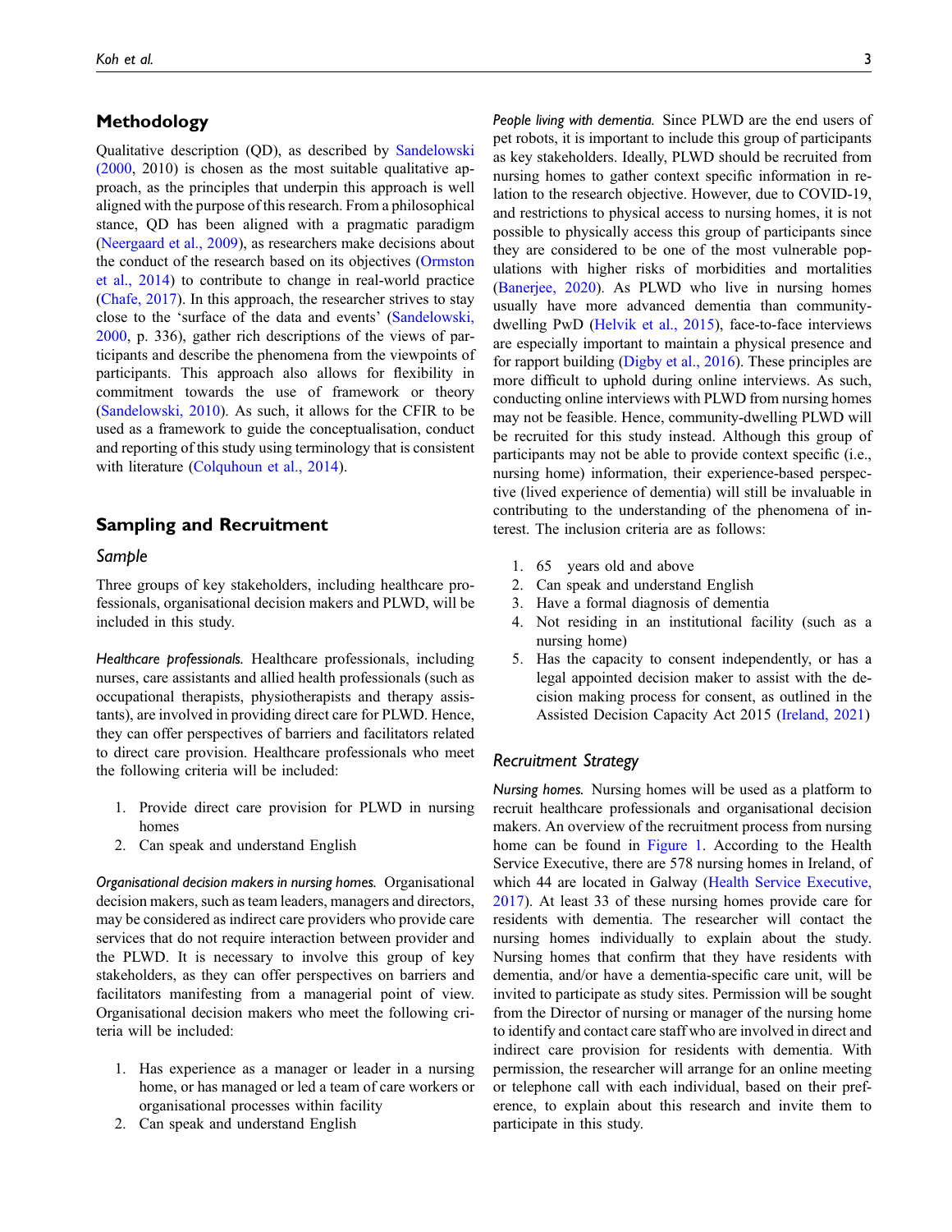## Methodology

Qualitative description (QD), as described by Sandelowski (2000, 2010) is chosen as the most suitable qualitative approach, as the principles that underpin this approach is well aligned with the purpose of this research. From a philosophical stance, QD has been aligned with a pragmatic paradigm (Neergaard et al., 2009), as researchers make decisions about the conduct of the research based on its objectives (Ormston et al., 2014) to contribute to change in real-world practice (Chafe, 2017). In this approach, the researcher strives to stay close to the 'surface of the data and events' (Sandelowski, 2000, p. 336), gather rich descriptions of the views of participants and describe the phenomena from the viewpoints of participants. This approach also allows for flexibility in commitment towards the use of framework or theory (Sandelowski, 2010). As such, it allows for the CFIR to be used as a framework to guide the conceptualisation, conduct and reporting of this study using terminology that is consistent with literature (Colquhoun et al., 2014).

## Sampling and Recruitment

### Sample

Three groups of key stakeholders, including healthcare professionals, organisational decision makers and PLWD, will be included in this study.

*Healthcare professionals.* Healthcare professionals, including nurses, care assistants and allied health professionals (such as occupational therapists, physiotherapists and therapy assistants), are involved in providing direct care for PLWD. Hence, they can offer perspectives of barriers and facilitators related to direct care provision. Healthcare professionals who meet the following criteria will be included:

1. Provide direct care provision for PLWD in nursing homes
2. Can speak and understand English

*Organisational decision makers in nursing homes.* Organisational decision makers, such as team leaders, managers and directors, may be considered as indirect care providers who provide care services that do not require interaction between provider and the PLWD. It is necessary to involve this group of key stakeholders, as they can offer perspectives on barriers and facilitators manifesting from a managerial point of view. Organisational decision makers who meet the following criteria will be included:

1. Has experience as a manager or leader in a nursing home, or has managed or led a team of care workers or organisational processes within facility
2. Can speak and understand English

*People living with dementia.* Since PLWD are the end users of pet robots, it is important to include this group of participants as key stakeholders. Ideally, PLWD should be recruited from nursing homes to gather context specific information in relation to the research objective. However, due to COVID-19, and restrictions to physical access to nursing homes, it is not possible to physically access this group of participants since they are considered to be one of the most vulnerable populations with higher risks of morbidities and mortalities (Banerjee, 2020). As PLWD who live in nursing homes usually have more advanced dementia than community-dwelling PwD (Helvik et al., 2015), face-to-face interviews are especially important to maintain a physical presence and for rapport building (Digby et al., 2016). These principles are more difficult to uphold during online interviews. As such, conducting online interviews with PLWD from nursing homes may not be feasible. Hence, community-dwelling PLWD will be recruited for this study instead. Although this group of participants may not be able to provide context specific (i.e., nursing home) information, their experience-based perspective (lived experience of dementia) will still be invaluable in contributing to the understanding of the phenomena of interest. The inclusion criteria are as follows:

1. 65 years old and above
2. Can speak and understand English
3. Have a formal diagnosis of dementia
4. Not residing in an institutional facility (such as a nursing home)
5. Has the capacity to consent independently, or has a legal appointed decision maker to assist with the decision making process for consent, as outlined in the Assisted Decision Capacity Act 2015 (Ireland, 2021)

### Recruitment Strategy

*Nursing homes.* Nursing homes will be used as a platform to recruit healthcare professionals and organisational decision makers. An overview of the recruitment process from nursing home can be found in Figure 1. According to the Health Service Executive, there are 578 nursing homes in Ireland, of which 44 are located in Galway (Health Service Executive, 2017). At least 33 of these nursing homes provide care for residents with dementia. The researcher will contact the nursing homes individually to explain about the study. Nursing homes that confirm that they have residents with dementia, and/or have a dementia-specific care unit, will be invited to participate as study sites. Permission will be sought from the Director of nursing or manager of the nursing home to identify and contact care staff who are involved in direct and indirect care provision for residents with dementia. With permission, the researcher will arrange for an online meeting or telephone call with each individual, based on their preference, to explain about this research and invite them to participate in this study.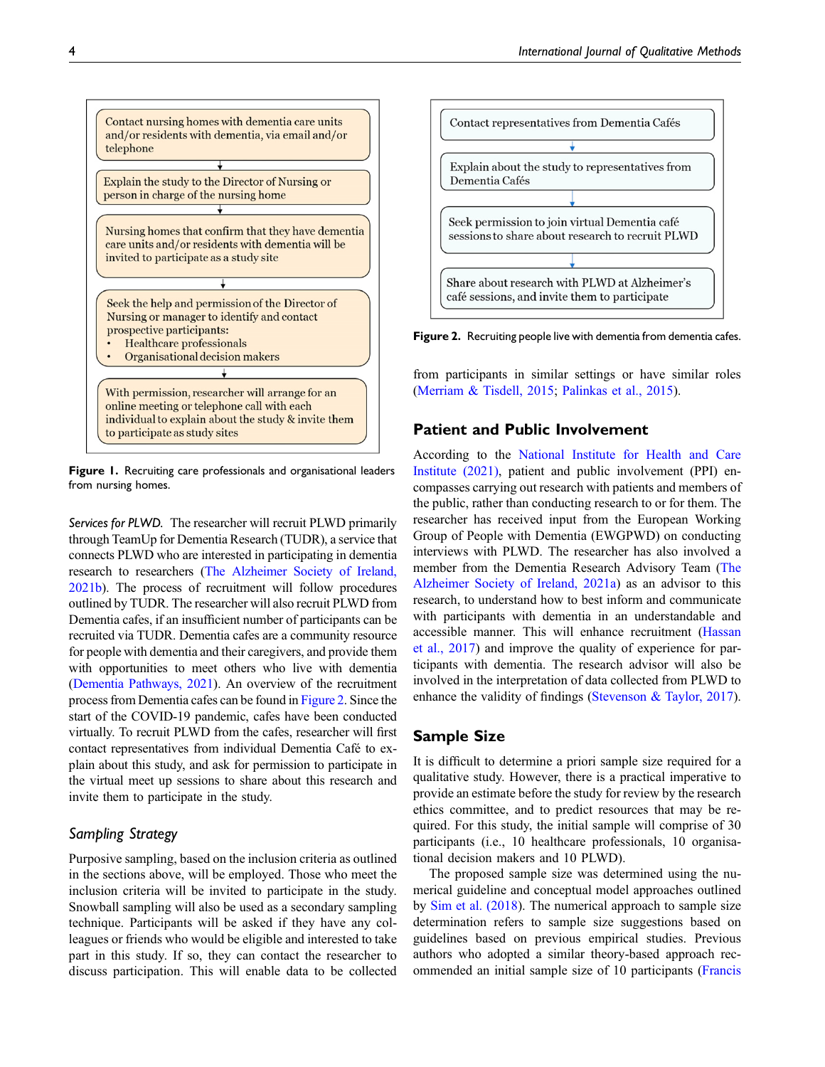Contact nursing homes with dementia care units and/or residents with dementia, via email and/or telephone

↓

Explain the study to the Director of Nursing or person in charge of the nursing home

↓

Nursing homes that confirm that they have dementia care units and/or residents with dementia will be invited to participate as a study site

↓

Seek the help and permission of the Director of Nursing or manager to identify and contact prospective participants:
- Healthcare professionals
- Organisational decision makers

↓

With permission, researcher will arrange for an online meeting or telephone call with each individual to explain about the study & invite them to participate as study sites

**Figure 1.** Recruiting care professionals and organisational leaders from nursing homes.

*Services for PLWD.* The researcher will recruit PLWD primarily through TeamUp for Dementia Research (TUDR), a service that connects PLWD who are interested in participating in dementia research to researchers (The Alzheimer Society of Ireland, 2021b). The process of recruitment will follow procedures outlined by TUDR. The researcher will also recruit PLWD from Dementia cafes, if an insufficient number of participants can be recruited via TUDR. Dementia cafes are a community resource for people with dementia and their caregivers, and provide them with opportunities to meet others who live with dementia (Dementia Pathways, 2021). An overview of the recruitment process from Dementia cafes can be found in Figure 2. Since the start of the COVID-19 pandemic, cafes have been conducted virtually. To recruit PLWD from the cafes, researcher will first contact representatives from individual Dementia Café to explain about this study, and ask for permission to participate in the virtual meet up sessions to share about this research and invite them to participate in the study.

### Sampling Strategy

Purposive sampling, based on the inclusion criteria as outlined in the sections above, will be employed. Those who meet the inclusion criteria will be invited to participate in the study. Snowball sampling will also be used as a secondary sampling technique. Participants will be asked if they have any colleagues or friends who would be eligible and interested to take part in this study. If so, they can contact the researcher to discuss participation. This will enable data to be collected from participants in similar settings or have similar roles (Merriam & Tisdell, 2015; Palinkas et al., 2015).

Contact representatives from Dementia Cafés

↓

Explain about the study to representatives from Dementia Cafés

↓

Seek permission to join virtual Dementia café sessions to share about research to recruit PLWD

↓

Share about research with PLWD at Alzheimer's café sessions, and invite them to participate

**Figure 2.** Recruiting people live with dementia from dementia cafes.

## Patient and Public Involvement

According to the National Institute for Health and Care Institute (2021), patient and public involvement (PPI) encompasses carrying out research with patients and members of the public, rather than conducting research to or for them. The researcher has received input from the European Working Group of People with Dementia (EWGPWD) on conducting interviews with PLWD. The researcher has also involved a member from the Dementia Research Advisory Team (The Alzheimer Society of Ireland, 2021a) as an advisor to this research, to understand how to best inform and communicate with participants with dementia in an understandable and accessible manner. This will enhance recruitment (Hassan et al., 2017) and improve the quality of experience for participants with dementia. The research advisor will also be involved in the interpretation of data collected from PLWD to enhance the validity of findings (Stevenson & Taylor, 2017).

## Sample Size

It is difficult to determine a priori sample size required for a qualitative study. However, there is a practical imperative to provide an estimate before the study for review by the research ethics committee, and to predict resources that may be required. For this study, the initial sample will comprise of 30 participants (i.e., 10 healthcare professionals, 10 organisational decision makers and 10 PLWD).

The proposed sample size was determined using the numerical guideline and conceptual model approaches outlined by Sim et al. (2018). The numerical approach to sample size determination refers to sample size suggestions based on guidelines based on previous empirical studies. Previous authors who adopted a similar theory-based approach recommended an initial sample size of 10 participants (Francis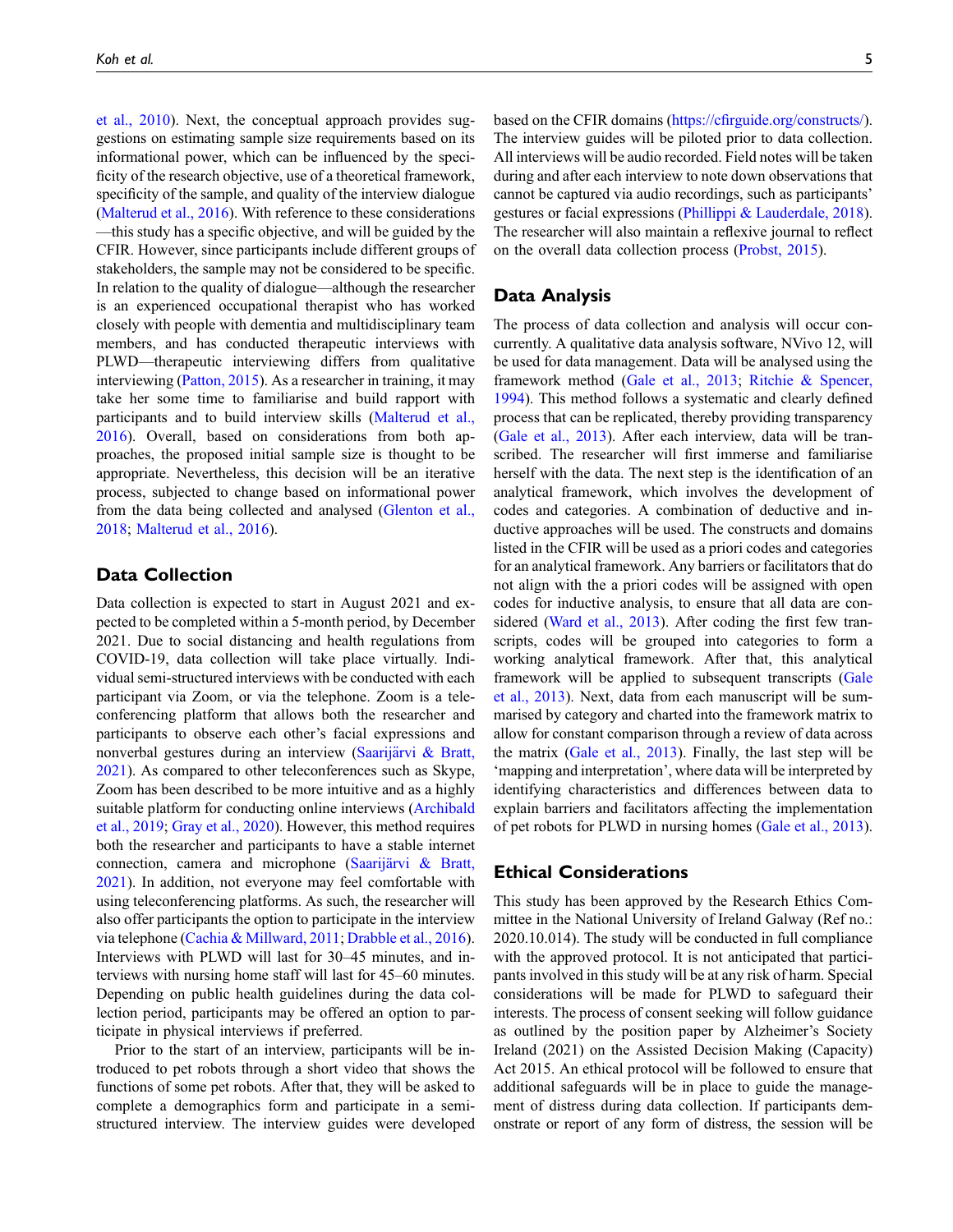et al., 2010). Next, the conceptual approach provides suggestions on estimating sample size requirements based on its informational power, which can be influenced by the specificity of the research objective, use of a theoretical framework, specificity of the sample, and quality of the interview dialogue (Malterud et al., 2016). With reference to these considerations—this study has a specific objective, and will be guided by the CFIR. However, since participants include different groups of stakeholders, the sample may not be considered to be specific. In relation to the quality of dialogue—although the researcher is an experienced occupational therapist who has worked closely with people with dementia and multidisciplinary team members, and has conducted therapeutic interviews with PLWD—therapeutic interviewing differs from qualitative interviewing (Patton, 2015). As a researcher in training, it may take her some time to familiarise and build rapport with participants and to build interview skills (Malterud et al., 2016). Overall, based on considerations from both approaches, the proposed initial sample size is thought to be appropriate. Nevertheless, this decision will be an iterative process, subjected to change based on informational power from the data being collected and analysed (Glenton et al., 2018; Malterud et al., 2016).

## Data Collection

Data collection is expected to start in August 2021 and expected to be completed within a 5-month period, by December 2021. Due to social distancing and health regulations from COVID-19, data collection will take place virtually. Individual semi-structured interviews with be conducted with each participant via Zoom, or via the telephone. Zoom is a teleconferencing platform that allows both the researcher and participants to observe each other's facial expressions and nonverbal gestures during an interview (Saarijärvi & Bratt, 2021). As compared to other teleconferences such as Skype, Zoom has been described to be more intuitive and as a highly suitable platform for conducting online interviews (Archibald et al., 2019; Gray et al., 2020). However, this method requires both the researcher and participants to have a stable internet connection, camera and microphone (Saarijärvi & Bratt, 2021). In addition, not everyone may feel comfortable with using teleconferencing platforms. As such, the researcher will also offer participants the option to participate in the interview via telephone (Cachia & Millward, 2011; Drabble et al., 2016). Interviews with PLWD will last for 30–45 minutes, and interviews with nursing home staff will last for 45–60 minutes. Depending on public health guidelines during the data collection period, participants may be offered an option to participate in physical interviews if preferred.

Prior to the start of an interview, participants will be introduced to pet robots through a short video that shows the functions of some pet robots. After that, they will be asked to complete a demographics form and participate in a semi-structured interview. The interview guides were developed based on the CFIR domains (https://cfirguide.org/constructs/). The interview guides will be piloted prior to data collection. All interviews will be audio recorded. Field notes will be taken during and after each interview to note down observations that cannot be captured via audio recordings, such as participants' gestures or facial expressions (Phillippi & Lauderdale, 2018). The researcher will also maintain a reflexive journal to reflect on the overall data collection process (Probst, 2015).

## Data Analysis

The process of data collection and analysis will occur concurrently. A qualitative data analysis software, NVivo 12, will be used for data management. Data will be analysed using the framework method (Gale et al., 2013; Ritchie & Spencer, 1994). This method follows a systematic and clearly defined process that can be replicated, thereby providing transparency (Gale et al., 2013). After each interview, data will be transcribed. The researcher will first immerse and familiarise herself with the data. The next step is the identification of an analytical framework, which involves the development of codes and categories. A combination of deductive and inductive approaches will be used. The constructs and domains listed in the CFIR will be used as a priori codes and categories for an analytical framework. Any barriers or facilitators that do not align with the a priori codes will be assigned with open codes for inductive analysis, to ensure that all data are considered (Ward et al., 2013). After coding the first few transcripts, codes will be grouped into categories to form a working analytical framework. After that, this analytical framework will be applied to subsequent transcripts (Gale et al., 2013). Next, data from each manuscript will be summarised by category and charted into the framework matrix to allow for constant comparison through a review of data across the matrix (Gale et al., 2013). Finally, the last step will be 'mapping and interpretation', where data will be interpreted by identifying characteristics and differences between data to explain barriers and facilitators affecting the implementation of pet robots for PLWD in nursing homes (Gale et al., 2013).

## Ethical Considerations

This study has been approved by the Research Ethics Committee in the National University of Ireland Galway (Ref no.: 2020.10.014). The study will be conducted in full compliance with the approved protocol. It is not anticipated that participants involved in this study will be at any risk of harm. Special considerations will be made for PLWD to safeguard their interests. The process of consent seeking will follow guidance as outlined by the position paper by Alzheimer's Society Ireland (2021) on the Assisted Decision Making (Capacity) Act 2015. An ethical protocol will be followed to ensure that additional safeguards will be in place to guide the management of distress during data collection. If participants demonstrate or report of any form of distress, the session will be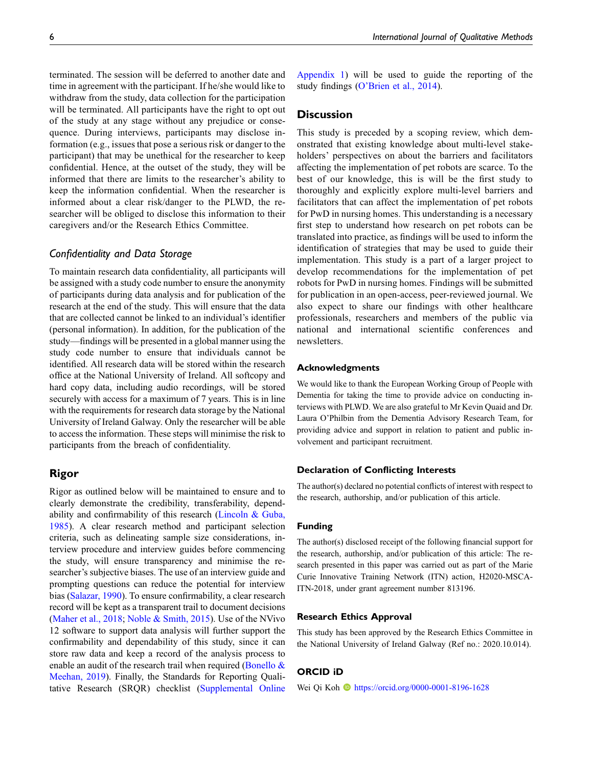terminated. The session will be deferred to another date and time in agreement with the participant. If he/she would like to withdraw from the study, data collection for the participation will be terminated. All participants have the right to opt out of the study at any stage without any prejudice or consequence. During interviews, participants may disclose information (e.g., issues that pose a serious risk or danger to the participant) that may be unethical for the researcher to keep confidential. Hence, at the outset of the study, they will be informed that there are limits to the researcher's ability to keep the information confidential. When the researcher is informed about a clear risk/danger to the PLWD, the researcher will be obliged to disclose this information to their caregivers and/or the Research Ethics Committee.

### *Confidentiality and Data Storage*

To maintain research data confidentiality, all participants will be assigned with a study code number to ensure the anonymity of participants during data analysis and for publication of the research at the end of the study. This will ensure that the data that are collected cannot be linked to an individual's identifier (personal information). In addition, for the publication of the study—findings will be presented in a global manner using the study code number to ensure that individuals cannot be identified. All research data will be stored within the research office at the National University of Ireland. All softcopy and hard copy data, including audio recordings, will be stored securely with access for a maximum of 7 years. This is in line with the requirements for research data storage by the National University of Ireland Galway. Only the researcher will be able to access the information. These steps will minimise the risk to participants from the breach of confidentiality.

## Rigor

Rigor as outlined below will be maintained to ensure and to clearly demonstrate the credibility, transferability, dependability and confirmability of this research (Lincoln & Guba, 1985). A clear research method and participant selection criteria, such as delineating sample size considerations, interview procedure and interview guides before commencing the study, will ensure transparency and minimise the researcher's subjective biases. The use of an interview guide and prompting questions can reduce the potential for interview bias (Salazar, 1990). To ensure confirmability, a clear research record will be kept as a transparent trail to document decisions (Maher et al., 2018; Noble & Smith, 2015). Use of the NVivo 12 software to support data analysis will further support the confirmability and dependability of this study, since it can store raw data and keep a record of the analysis process to enable an audit of the research trail when required (Bonello & Meehan, 2019). Finally, the Standards for Reporting Qualitative Research (SRQR) checklist (Supplemental Online Appendix 1) will be used to guide the reporting of the study findings (O'Brien et al., 2014).

## Discussion

This study is preceded by a scoping review, which demonstrated that existing knowledge about multi-level stakeholders' perspectives on about the barriers and facilitators affecting the implementation of pet robots are scarce. To the best of our knowledge, this is will be the first study to thoroughly and explicitly explore multi-level barriers and facilitators that can affect the implementation of pet robots for PwD in nursing homes. This understanding is a necessary first step to understand how research on pet robots can be translated into practice, as findings will be used to inform the identification of strategies that may be used to guide their implementation. This study is a part of a larger project to develop recommendations for the implementation of pet robots for PwD in nursing homes. Findings will be submitted for publication in an open-access, peer-reviewed journal. We also expect to share our findings with other healthcare professionals, researchers and members of the public via national and international scientific conferences and newsletters.

### Acknowledgments

We would like to thank the European Working Group of People with Dementia for taking the time to provide advice on conducting interviews with PLWD. We are also grateful to Mr Kevin Quaid and Dr. Laura O'Philbin from the Dementia Advisory Research Team, for providing advice and support in relation to patient and public involvement and participant recruitment.

### Declaration of Conflicting Interests

The author(s) declared no potential conflicts of interest with respect to the research, authorship, and/or publication of this article.

### Funding

The author(s) disclosed receipt of the following financial support for the research, authorship, and/or publication of this article: The research presented in this paper was carried out as part of the Marie Curie Innovative Training Network (ITN) action, H2020-MSCA-ITN-2018, under grant agreement number 813196.

### Research Ethics Approval

This study has been approved by the Research Ethics Committee in the National University of Ireland Galway (Ref no.: 2020.10.014).

### ORCID iD

Wei Qi Koh https://orcid.org/0000-0001-8196-1628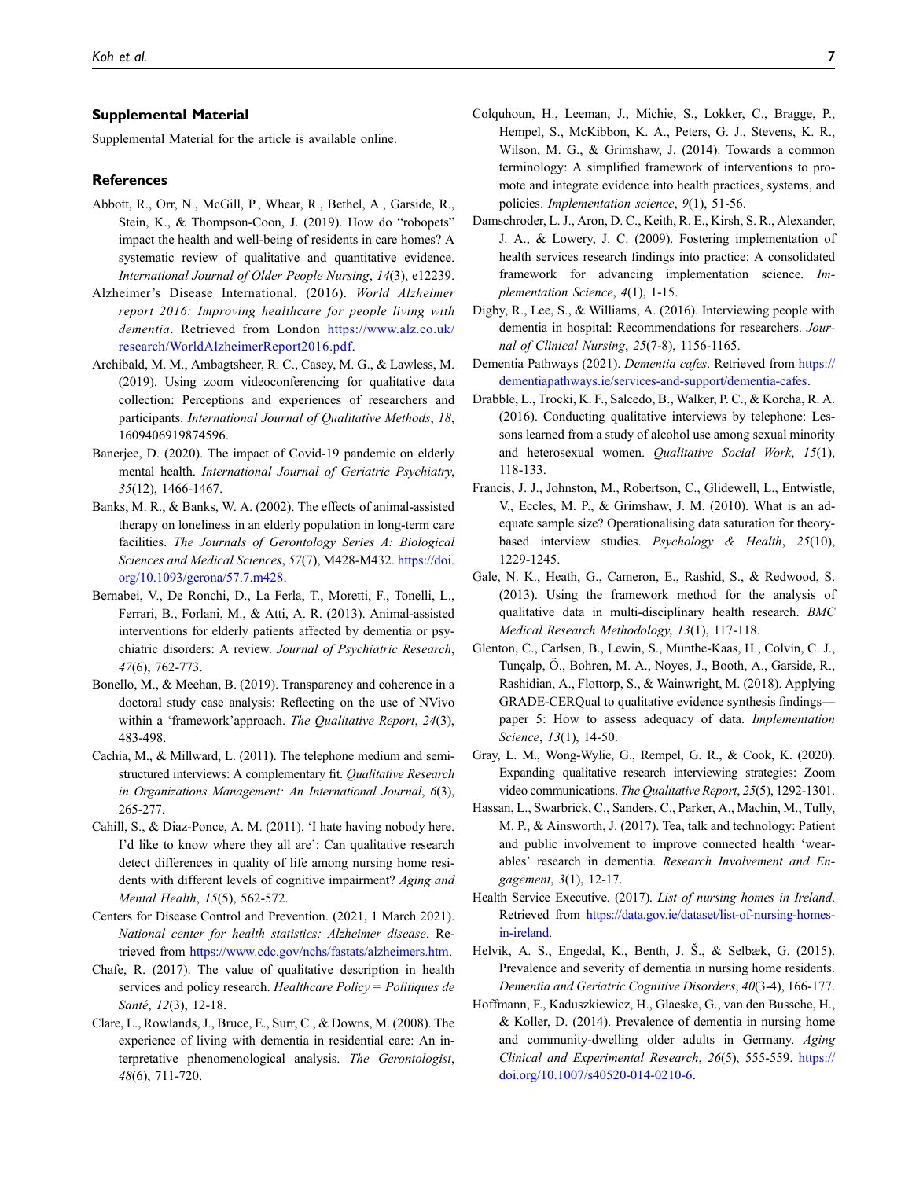## Supplemental Material

Supplemental Material for the article is available online.

## References

Abbott, R., Orr, N., McGill, P., Whear, R., Bethel, A., Garside, R., Stein, K., & Thompson-Coon, J. (2019). How do "robopets" impact the health and well-being of residents in care homes? A systematic review of qualitative and quantitative evidence. *International Journal of Older People Nursing*, *14*(3), e12239.

Alzheimer's Disease International. (2016). *World Alzheimer report 2016: Improving healthcare for people living with dementia*. Retrieved from London https://www.alz.co.uk/research/WorldAlzheimerReport2016.pdf.

Archibald, M. M., Ambagtsheer, R. C., Casey, M. G., & Lawless, M. (2019). Using zoom videoconferencing for qualitative data collection: Perceptions and experiences of researchers and participants. *International Journal of Qualitative Methods*, *18*, 1609406919874596.

Banerjee, D. (2020). The impact of Covid-19 pandemic on elderly mental health. *International Journal of Geriatric Psychiatry*, *35*(12), 1466-1467.

Banks, M. R., & Banks, W. A. (2002). The effects of animal-assisted therapy on loneliness in an elderly population in long-term care facilities. *The Journals of Gerontology Series A: Biological Sciences and Medical Sciences*, *57*(7), M428-M432. https://doi.org/10.1093/gerona/57.7.m428.

Bernabei, V., De Ronchi, D., La Ferla, T., Moretti, F., Tonelli, L., Ferrari, B., Forlani, M., & Atti, A. R. (2013). Animal-assisted interventions for elderly patients affected by dementia or psychiatric disorders: A review. *Journal of Psychiatric Research*, *47*(6), 762-773.

Bonello, M., & Meehan, B. (2019). Transparency and coherence in a doctoral study case analysis: Reflecting on the use of NVivo within a 'framework'approach. *The Qualitative Report*, *24*(3), 483-498.

Cachia, M., & Millward, L. (2011). The telephone medium and semi-structured interviews: A complementary fit. *Qualitative Research in Organizations Management: An International Journal*, *6*(3), 265-277.

Cahill, S., & Diaz-Ponce, A. M. (2011). 'I hate having nobody here. I'd like to know where they all are': Can qualitative research detect differences in quality of life among nursing home residents with different levels of cognitive impairment? *Aging and Mental Health*, *15*(5), 562-572.

Centers for Disease Control and Prevention. (2021, 1 March 2021). *National center for health statistics: Alzheimer disease*. Retrieved from https://www.cdc.gov/nchs/fastats/alzheimers.htm.

Chafe, R. (2017). The value of qualitative description in health services and policy research. *Healthcare Policy = Politiques de Santé*, *12*(3), 12-18.

Clare, L., Rowlands, J., Bruce, E., Surr, C., & Downs, M. (2008). The experience of living with dementia in residential care: An interpretative phenomenological analysis. *The Gerontologist*, *48*(6), 711-720.

Colquhoun, H., Leeman, J., Michie, S., Lokker, C., Bragge, P., Hempel, S., McKibbon, K. A., Peters, G. J., Stevens, K. R., Wilson, M. G., & Grimshaw, J. (2014). Towards a common terminology: A simplified framework of interventions to promote and integrate evidence into health practices, systems, and policies. *Implementation science*, *9*(1), 51-56.

Damschroder, L. J., Aron, D. C., Keith, R. E., Kirsh, S. R., Alexander, J. A., & Lowery, J. C. (2009). Fostering implementation of health services research findings into practice: A consolidated framework for advancing implementation science. *Implementation Science*, *4*(1), 1-15.

Digby, R., Lee, S., & Williams, A. (2016). Interviewing people with dementia in hospital: Recommendations for researchers. *Journal of Clinical Nursing*, *25*(7-8), 1156-1165.

Dementia Pathways (2021). *Dementia cafes*. Retrieved from https://dementiapathways.ie/services-and-support/dementia-cafes.

Drabble, L., Trocki, K. F., Salcedo, B., Walker, P. C., & Korcha, R. A. (2016). Conducting qualitative interviews by telephone: Lessons learned from a study of alcohol use among sexual minority and heterosexual women. *Qualitative Social Work*, *15*(1), 118-133.

Francis, J. J., Johnston, M., Robertson, C., Glidewell, L., Entwistle, V., Eccles, M. P., & Grimshaw, J. M. (2010). What is an adequate sample size? Operationalising data saturation for theory-based interview studies. *Psychology & Health*, *25*(10), 1229-1245.

Gale, N. K., Heath, G., Cameron, E., Rashid, S., & Redwood, S. (2013). Using the framework method for the analysis of qualitative data in multi-disciplinary health research. *BMC Medical Research Methodology*, *13*(1), 117-118.

Glenton, C., Carlsen, B., Lewin, S., Munthe-Kaas, H., Colvin, C. J., Tunçalp, Ö., Bohren, M. A., Noyes, J., Booth, A., Garside, R., Rashidian, A., Flottorp, S., & Wainwright, M. (2018). Applying GRADE-CERQual to qualitative evidence synthesis findings—paper 5: How to assess adequacy of data. *Implementation Science*, *13*(1), 14-50.

Gray, L. M., Wong-Wylie, G., Rempel, G. R., & Cook, K. (2020). Expanding qualitative research interviewing strategies: Zoom video communications. *The Qualitative Report*, *25*(5), 1292-1301.

Hassan, L., Swarbrick, C., Sanders, C., Parker, A., Machin, M., Tully, M. P., & Ainsworth, J. (2017). Tea, talk and technology: Patient and public involvement to improve connected health 'wearables' research in dementia. *Research Involvement and Engagement*, *3*(1), 12-17.

Health Service Executive. (2017). *List of nursing homes in Ireland*. Retrieved from https://data.gov.ie/dataset/list-of-nursing-homes-in-ireland.

Helvik, A. S., Engedal, K., Benth, J. Š., & Selbæk, G. (2015). Prevalence and severity of dementia in nursing home residents. *Dementia and Geriatric Cognitive Disorders*, *40*(3-4), 166-177.

Hoffmann, F., Kaduszkiewicz, H., Glaeske, G., van den Bussche, H., & Koller, D. (2014). Prevalence of dementia in nursing home and community-dwelling older adults in Germany. *Aging Clinical and Experimental Research*, *26*(5), 555-559. https://doi.org/10.1007/s40520-014-0210-6.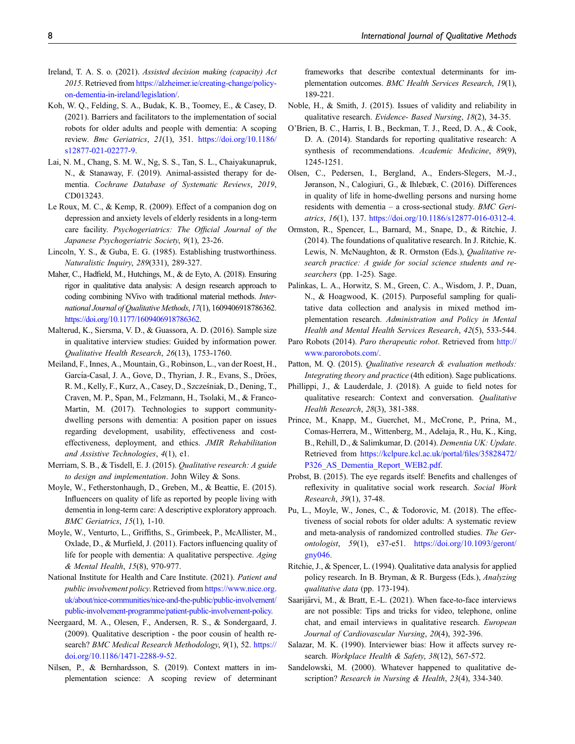Ireland, T. A. S. o. (2021). *Assisted decision making (capacity) Act 2015*. Retrieved from https://alzheimer.ie/creating-change/policy-on-dementia-in-ireland/legislation/.

Koh, W. Q., Felding, S. A., Budak, K. B., Toomey, E., & Casey, D. (2021). Barriers and facilitators to the implementation of social robots for older adults and people with dementia: A scoping review. *Bmc Geriatrics*, *21*(1), 351. https://doi.org/10.1186/s12877-021-02277-9.

Lai, N. M., Chang, S. M. W., Ng, S. S., Tan, S. L., Chaiyakunapruk, N., & Stanaway, F. (2019). Animal-assisted therapy for dementia. *Cochrane Database of Systematic Reviews*, *2019*, CD013243.

Le Roux, M. C., & Kemp, R. (2009). Effect of a companion dog on depression and anxiety levels of elderly residents in a long-term care facility. *Psychogeriatrics: The Official Journal of the Japanese Psychogeriatric Society*, *9*(1), 23-26.

Lincoln, Y. S., & Guba, E. G. (1985). Establishing trustworthiness. *Naturalistic Inquiry*, *289*(331), 289-327.

Maher, C., Hadfield, M., Hutchings, M., & de Eyto, A. (2018). Ensuring rigor in qualitative data analysis: A design research approach to coding combining NVivo with traditional material methods. *International Journal of Qualitative Methods*, *17*(1), 1609406918786362. https://doi.org/10.1177/1609406918786362.

Malterud, K., Siersma, V. D., & Guassora, A. D. (2016). Sample size in qualitative interview studies: Guided by information power. *Qualitative Health Research*, *26*(13), 1753-1760.

Meiland, F., Innes, A., Mountain, G., Robinson, L., van der Roest, H., García-Casal, J. A., Gove, D., Thyrian, J. R., Evans, S., Dröes, R. M., Kelly, F., Kurz, A., Casey, D., Szcześniak, D., Dening, T., Craven, M. P., Span, M., Felzmann, H., Tsolaki, M., & Franco-Martin, M. (2017). Technologies to support community-dwelling persons with dementia: A position paper on issues regarding development, usability, effectiveness and cost-effectiveness, deployment, and ethics. *JMIR Rehabilitation and Assistive Technologies*, *4*(1), e1.

Merriam, S. B., & Tisdell, E. J. (2015). *Qualitative research: A guide to design and implementation*. John Wiley & Sons.

Moyle, W., Fetherstonhaugh, D., Greben, M., & Beattie, E. (2015). Influencers on quality of life as reported by people living with dementia in long-term care: A descriptive exploratory approach. *BMC Geriatrics*, *15*(1), 1-10.

Moyle, W., Venturto, L., Griffiths, S., Grimbeek, P., McAllister, M., Oxlade, D., & Murfield, J. (2011). Factors influencing quality of life for people with dementia: A qualitative perspective. *Aging & Mental Health*, *15*(8), 970-977.

National Institute for Health and Care Institute. (2021). *Patient and public involvement policy*. Retrieved from https://www.nice.org.uk/about/nice-communities/nice-and-the-public/public-involvement/public-involvement-programme/patient-public-involvement-policy.

Neergaard, M. A., Olesen, F., Andersen, R. S., & Sondergaard, J. (2009). Qualitative description - the poor cousin of health research? *BMC Medical Research Methodology*, *9*(1), 52. https://doi.org/10.1186/1471-2288-9-52.

Nilsen, P., & Bernhardsson, S. (2019). Context matters in implementation science: A scoping review of determinant frameworks that describe contextual determinants for implementation outcomes. *BMC Health Services Research*, *19*(1), 189-221.

Noble, H., & Smith, J. (2015). Issues of validity and reliability in qualitative research. *Evidence- Based Nursing*, *18*(2), 34-35.

O'Brien, B. C., Harris, I. B., Beckman, T. J., Reed, D. A., & Cook, D. A. (2014). Standards for reporting qualitative research: A synthesis of recommendations. *Academic Medicine*, *89*(9), 1245-1251.

Olsen, C., Pedersen, I., Bergland, A., Enders-Slegers, M.-J., Jøranson, N., Calogiuri, G., & Ihlebæk, C. (2016). Differences in quality of life in home-dwelling persons and nursing home residents with dementia – a cross-sectional study. *BMC Geriatrics*, *16*(1), 137. https://doi.org/10.1186/s12877-016-0312-4.

Ormston, R., Spencer, L., Barnard, M., Snape, D., & Ritchie, J. (2014). The foundations of qualitative research. In J. Ritchie, K. Lewis, N. McNaughton, & R. Ormston (Eds.), *Qualitative research practice: A guide for social science students and researchers* (pp. 1-25). Sage.

Palinkas, L. A., Horwitz, S. M., Green, C. A., Wisdom, J. P., Duan, N., & Hoagwood, K. (2015). Purposeful sampling for qualitative data collection and analysis in mixed method implementation research. *Administration and Policy in Mental Health and Mental Health Services Research*, *42*(5), 533-544.

Paro Robots (2014). *Paro therapeutic robot*. Retrieved from http://www.parorobots.com/.

Patton, M. Q. (2015). *Qualitative research & evaluation methods: Integrating theory and practice* (4th edition). Sage publications.

Phillippi, J., & Lauderdale, J. (2018). A guide to field notes for qualitative research: Context and conversation. *Qualitative Health Research*, *28*(3), 381-388.

Prince, M., Knapp, M., Guerchet, M., McCrone, P., Prina, M., Comas-Herrera, M., Wittenberg, M., Adelaja, R., Hu, K., King, B., Rehill, D., & Salimkumar, D. (2014). *Dementia UK: Update*. Retrieved from https://kclpure.kcl.ac.uk/portal/files/35828472/P326_AS_Dementia_Report_WEB2.pdf.

Probst, B. (2015). The eye regards itself: Benefits and challenges of reflexivity in qualitative social work research. *Social Work Research*, *39*(1), 37-48.

Pu, L., Moyle, W., Jones, C., & Todorovic, M. (2018). The effectiveness of social robots for older adults: A systematic review and meta-analysis of randomized controlled studies. *The Gerontologist*, *59*(1), e37-e51. https://doi.org/10.1093/geront/gny046.

Ritchie, J., & Spencer, L. (1994). Qualitative data analysis for applied policy research. In B. Bryman, & R. Burgess (Eds.), *Analyzing qualitative data* (pp. 173-194).

Saarijärvi, M., & Bratt, E.-L. (2021). When face-to-face interviews are not possible: Tips and tricks for video, telephone, online chat, and email interviews in qualitative research. *European Journal of Cardiovascular Nursing*, *20*(4), 392-396.

Salazar, M. K. (1990). Interviewer bias: How it affects survey research. *Workplace Health & Safety*, *38*(12), 567-572.

Sandelowski, M. (2000). Whatever happened to qualitative description? *Research in Nursing & Health*, *23*(4), 334-340.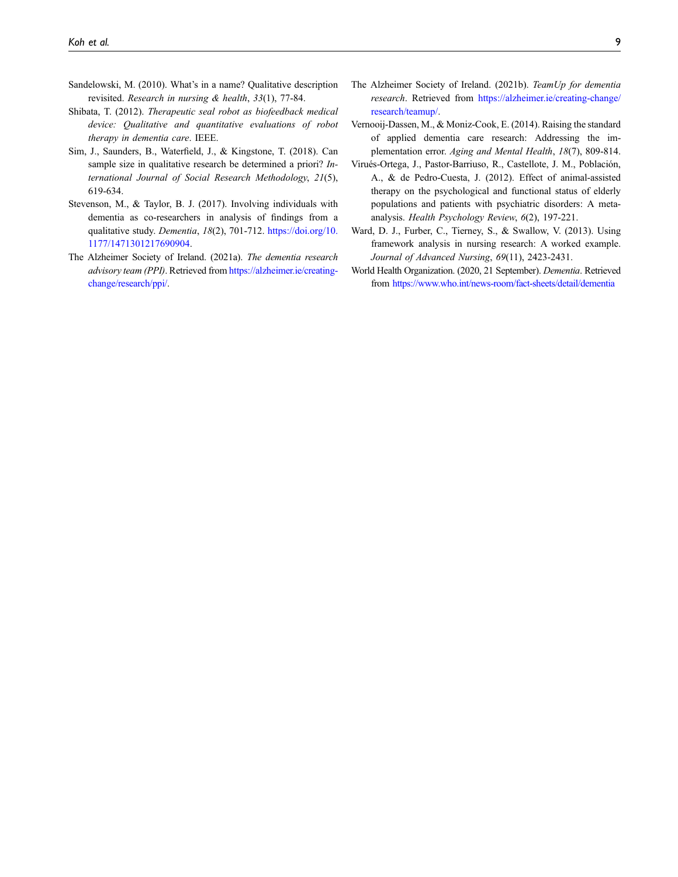Sandelowski, M. (2010). What's in a name? Qualitative description revisited. *Research in nursing & health*, *33*(1), 77-84.

Shibata, T. (2012). *Therapeutic seal robot as biofeedback medical device: Qualitative and quantitative evaluations of robot therapy in dementia care*. IEEE.

Sim, J., Saunders, B., Waterfield, J., & Kingstone, T. (2018). Can sample size in qualitative research be determined a priori? *International Journal of Social Research Methodology*, *21*(5), 619-634.

Stevenson, M., & Taylor, B. J. (2017). Involving individuals with dementia as co-researchers in analysis of findings from a qualitative study. *Dementia*, *18*(2), 701-712. https://doi.org/10.1177/1471301217690904.

The Alzheimer Society of Ireland. (2021a). *The dementia research advisory team (PPI)*. Retrieved from https://alzheimer.ie/creating-change/research/ppi/.

The Alzheimer Society of Ireland. (2021b). *TeamUp for dementia research*. Retrieved from https://alzheimer.ie/creating-change/research/teamup/.

Vernooij-Dassen, M., & Moniz-Cook, E. (2014). Raising the standard of applied dementia care research: Addressing the implementation error. *Aging and Mental Health*, *18*(7), 809-814.

Virués-Ortega, J., Pastor-Barriuso, R., Castellote, J. M., Población, A., & de Pedro-Cuesta, J. (2012). Effect of animal-assisted therapy on the psychological and functional status of elderly populations and patients with psychiatric disorders: A meta-analysis. *Health Psychology Review*, *6*(2), 197-221.

Ward, D. J., Furber, C., Tierney, S., & Swallow, V. (2013). Using framework analysis in nursing research: A worked example. *Journal of Advanced Nursing*, *69*(11), 2423-2431.

World Health Organization. (2020, 21 September). *Dementia*. Retrieved from https://www.who.int/news-room/fact-sheets/detail/dementia